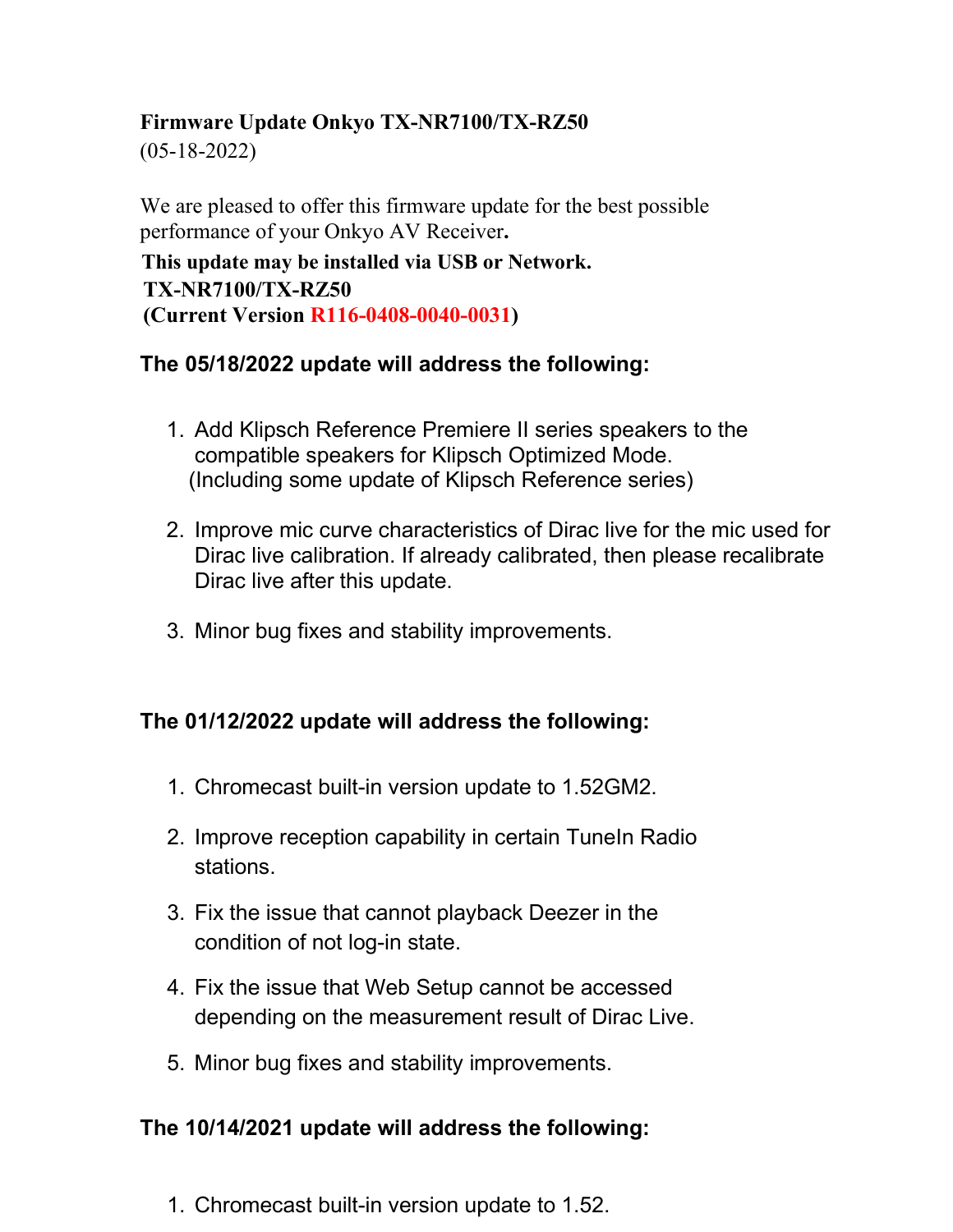**Firmware Update Onkyo TX-NR7100/TX-RZ50**
(05-18-2022)

We are pleased to offer this firmware update for the best possible performance of your Onkyo AV Receiver**.**

**This update may be installed via USB or Network.**
**TX-NR7100/TX-RZ50**
**(Current Version R116-0408-0040-0031)**

**The 05/18/2022 update will address the following:**

1. Add Klipsch Reference Premiere II series speakers to the compatible speakers for Klipsch Optimized Mode. (Including some update of Klipsch Reference series)

2. Improve mic curve characteristics of Dirac live for the mic used for Dirac live calibration. If already calibrated, then please recalibrate Dirac live after this update.

3. Minor bug fixes and stability improvements.

**The 01/12/2022 update will address the following:**

1. Chromecast built-in version update to 1.52GM2.

2. Improve reception capability in certain TuneIn Radio stations.

3. Fix the issue that cannot playback Deezer in the condition of not log-in state.

4. Fix the issue that Web Setup cannot be accessed depending on the measurement result of Dirac Live.

5. Minor bug fixes and stability improvements.

**The 10/14/2021 update will address the following:**

1. Chromecast built-in version update to 1.52.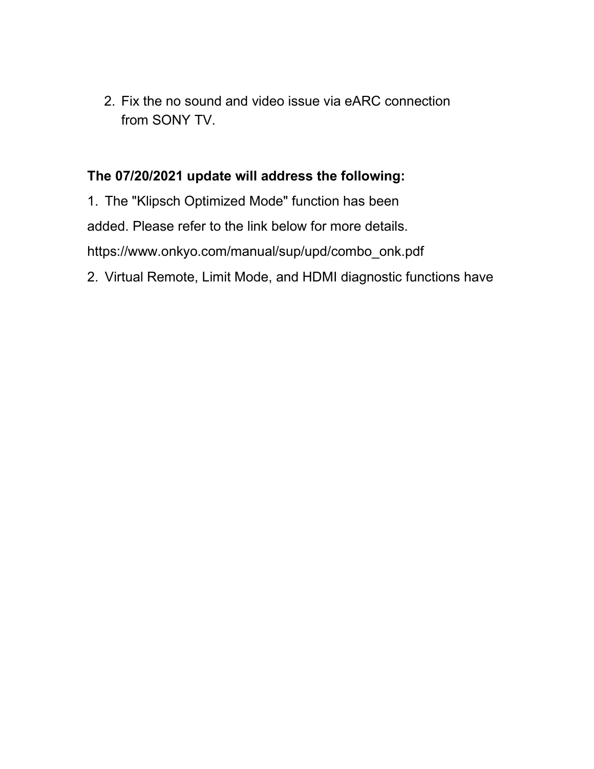2. Fix the no sound and video issue via eARC connection from SONY TV.

**The 07/20/2021 update will address the following:**

1. The "Klipsch Optimized Mode" function has been added. Please refer to the link below for more details.

https://www.onkyo.com/manual/sup/upd/combo_onk.pdf

2. Virtual Remote, Limit Mode, and HDMI diagnostic functions have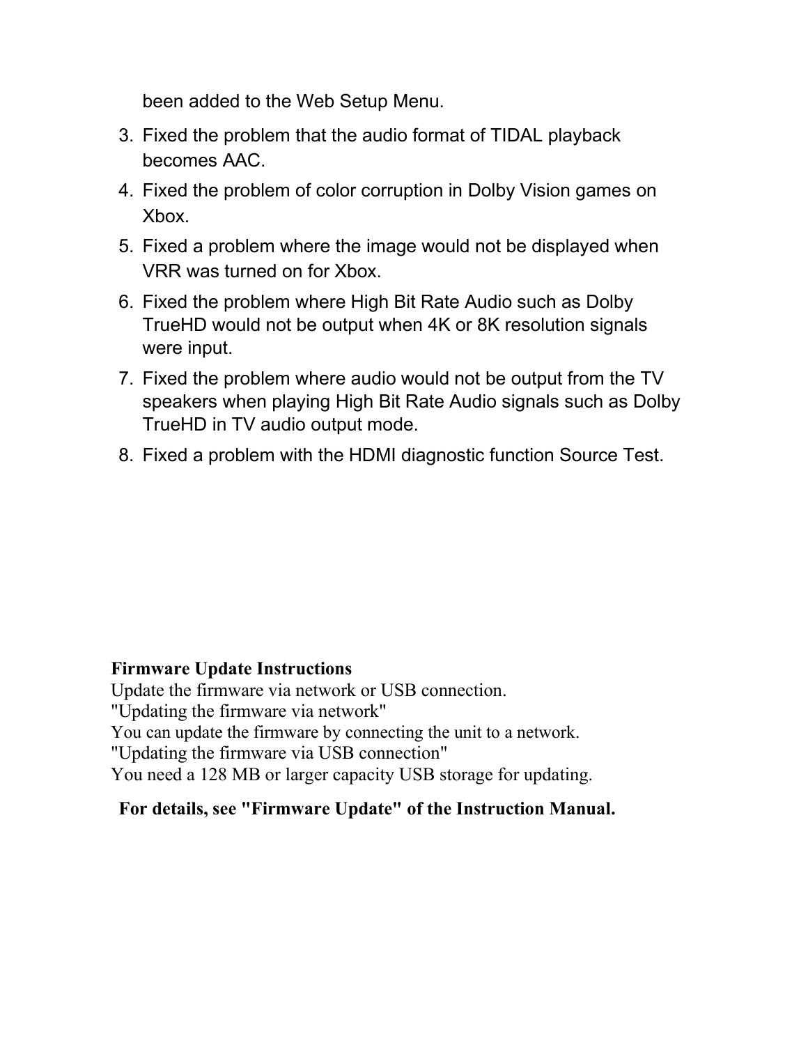been added to the Web Setup Menu.

3. Fixed the problem that the audio format of TIDAL playback becomes AAC.
4. Fixed the problem of color corruption in Dolby Vision games on Xbox.
5. Fixed a problem where the image would not be displayed when VRR was turned on for Xbox.
6. Fixed the problem where High Bit Rate Audio such as Dolby TrueHD would not be output when 4K or 8K resolution signals were input.
7. Fixed the problem where audio would not be output from the TV speakers when playing High Bit Rate Audio signals such as Dolby TrueHD in TV audio output mode.
8. Fixed a problem with the HDMI diagnostic function Source Test.

**Firmware Update Instructions**

Update the firmware via network or USB connection.

"Updating the firmware via network"

You can update the firmware by connecting the unit to a network.

"Updating the firmware via USB connection"

You need a 128 MB or larger capacity USB storage for updating.

**For details, see "Firmware Update" of the Instruction Manual.**